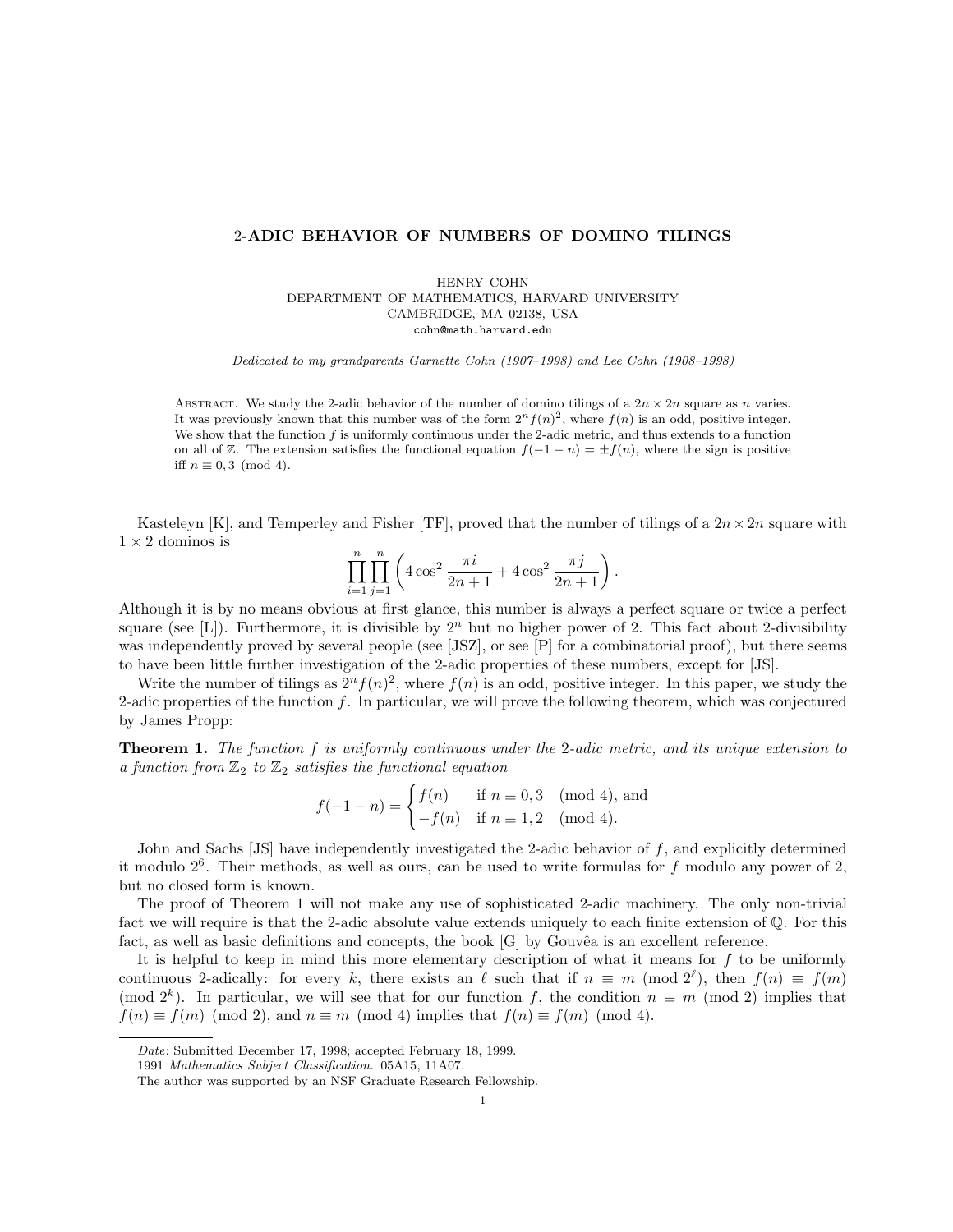# 2-ADIC BEHAVIOR OF NUMBERS OF DOMINO TILINGS

HENRY COHN
DEPARTMENT OF MATHEMATICS, HARVARD UNIVERSITY
CAMBRIDGE, MA 02138, USA
cohn@math.harvard.edu

*Dedicated to my grandparents Garnette Cohn (1907–1998) and Lee Cohn (1908–1998)*

Abstract. We study the 2-adic behavior of the number of domino tilings of a $2n \times 2n$ square as $n$ varies. It was previously known that this number was of the form $2^n f(n)^2$, where $f(n)$ is an odd, positive integer. We show that the function $f$ is uniformly continuous under the 2-adic metric, and thus extends to a function on all of $\mathbb{Z}$. The extension satisfies the functional equation $f(-1-n) = \pm f(n)$, where the sign is positive iff $n \equiv 0, 3 \pmod 4$.

Kasteleyn [K], and Temperley and Fisher [TF], proved that the number of tilings of a $2n \times 2n$ square with $1 \times 2$ dominos is

$$\prod_{i=1}^{n} \prod_{j=1}^{n} \left( 4\cos^2 \frac{\pi i}{2n+1} + 4\cos^2 \frac{\pi j}{2n+1} \right).$$

Although it is by no means obvious at first glance, this number is always a perfect square or twice a perfect square (see [L]). Furthermore, it is divisible by $2^n$ but no higher power of 2. This fact about 2-divisibility was independently proved by several people (see [JSZ], or see [P] for a combinatorial proof), but there seems to have been little further investigation of the 2-adic properties of these numbers, except for [JS].

Write the number of tilings as $2^n f(n)^2$, where $f(n)$ is an odd, positive integer. In this paper, we study the 2-adic properties of the function $f$. In particular, we will prove the following theorem, which was conjectured by James Propp:

**Theorem 1.** *The function $f$ is uniformly continuous under the 2-adic metric, and its unique extension to a function from $\mathbb{Z}_2$ to $\mathbb{Z}_2$ satisfies the functional equation*

$$f(-1-n) = \begin{cases} f(n) & \text{if } n \equiv 0, 3 \pmod 4, \text{ and} \\ -f(n) & \text{if } n \equiv 1, 2 \pmod 4. \end{cases}$$

John and Sachs [JS] have independently investigated the 2-adic behavior of $f$, and explicitly determined it modulo $2^6$. Their methods, as well as ours, can be used to write formulas for $f$ modulo any power of 2, but no closed form is known.

The proof of Theorem 1 will not make any use of sophisticated 2-adic machinery. The only non-trivial fact we will require is that the 2-adic absolute value extends uniquely to each finite extension of $\mathbb{Q}$. For this fact, as well as basic definitions and concepts, the book [G] by Gouvêa is an excellent reference.

It is helpful to keep in mind this more elementary description of what it means for $f$ to be uniformly continuous 2-adically: for every $k$, there exists an $\ell$ such that if $n \equiv m \pmod{2^\ell}$, then $f(n) \equiv f(m) \pmod{2^k}$. In particular, we will see that for our function $f$, the condition $n \equiv m \pmod 2$ implies that $f(n) \equiv f(m) \pmod 2$, and $n \equiv m \pmod 4$ implies that $f(n) \equiv f(m) \pmod 4$.

---

*Date*: Submitted December 17, 1998; accepted February 18, 1999.

1991 *Mathematics Subject Classification.* 05A15, 11A07.

The author was supported by an NSF Graduate Research Fellowship.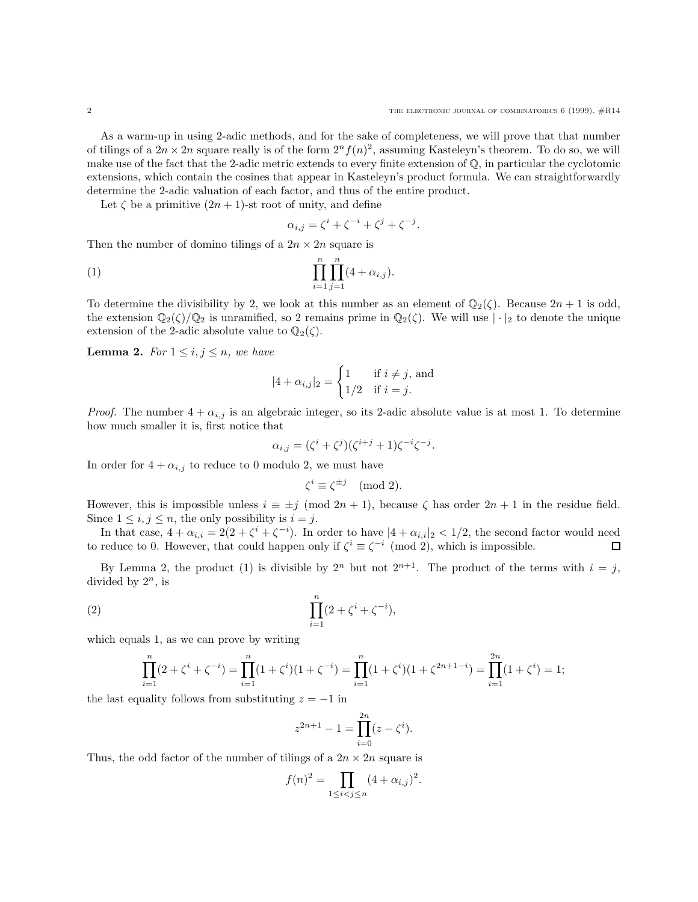As a warm-up in using 2-adic methods, and for the sake of completeness, we will prove that that number of tilings of a $2n \times 2n$ square really is of the form $2^n f(n)^2$, assuming Kasteleyn's theorem. To do so, we will make use of the fact that the 2-adic metric extends to every finite extension of $\mathbb{Q}$, in particular the cyclotomic extensions, which contain the cosines that appear in Kasteleyn's product formula. We can straightforwardly determine the 2-adic valuation of each factor, and thus of the entire product.

Let $\zeta$ be a primitive $(2n+1)$-st root of unity, and define

$$\alpha_{i,j} = \zeta^i + \zeta^{-i} + \zeta^j + \zeta^{-j}.$$

Then the number of domino tilings of a $2n \times 2n$ square is

$$\prod_{i=1}^{n} \prod_{j=1}^{n} (4 + \alpha_{i,j}). \tag{1}$$

To determine the divisibility by 2, we look at this number as an element of $\mathbb{Q}_2(\zeta)$. Because $2n+1$ is odd, the extension $\mathbb{Q}_2(\zeta)/\mathbb{Q}_2$ is unramified, so 2 remains prime in $\mathbb{Q}_2(\zeta)$. We will use $|\cdot|_2$ to denote the unique extension of the 2-adic absolute value to $\mathbb{Q}_2(\zeta)$.

**Lemma 2.** *For $1 \le i, j \le n$, we have*

$$|4 + \alpha_{i,j}|_2 = \begin{cases} 1 & \text{if } i \ne j, \text{ and} \\ 1/2 & \text{if } i = j. \end{cases}$$

*Proof.* The number $4 + \alpha_{i,j}$ is an algebraic integer, so its 2-adic absolute value is at most 1. To determine how much smaller it is, first notice that

$$\alpha_{i,j} = (\zeta^i + \zeta^j)(\zeta^{i+j} + 1)\zeta^{-i}\zeta^{-j}.$$

In order for $4 + \alpha_{i,j}$ to reduce to 0 modulo 2, we must have

$$\zeta^i \equiv \zeta^{\pm j} \pmod 2.$$

However, this is impossible unless $i \equiv \pm j \pmod{2n+1}$, because $\zeta$ has order $2n+1$ in the residue field. Since $1 \le i, j \le n$, the only possibility is $i = j$.

In that case, $4 + \alpha_{i,i} = 2(2 + \zeta^i + \zeta^{-i})$. In order to have $|4 + \alpha_{i,i}|_2 < 1/2$, the second factor would need to reduce to 0. However, that could happen only if $\zeta^i \equiv \zeta^{-i} \pmod 2$, which is impossible. □

By Lemma 2, the product (1) is divisible by $2^n$ but not $2^{n+1}$. The product of the terms with $i = j$, divided by $2^n$, is

$$\prod_{i=1}^{n} (2 + \zeta^i + \zeta^{-i}), \tag{2}$$

which equals 1, as we can prove by writing

$$\prod_{i=1}^{n} (2 + \zeta^i + \zeta^{-i}) = \prod_{i=1}^{n} (1 + \zeta^i)(1 + \zeta^{-i}) = \prod_{i=1}^{n} (1 + \zeta^i)(1 + \zeta^{2n+1-i}) = \prod_{i=1}^{2n} (1 + \zeta^i) = 1;$$

the last equality follows from substituting $z = -1$ in

$$z^{2n+1} - 1 = \prod_{i=0}^{2n} (z - \zeta^i).$$

Thus, the odd factor of the number of tilings of a $2n \times 2n$ square is

$$f(n)^2 = \prod_{1 \le i < j \le n} (4 + \alpha_{i,j})^2.$$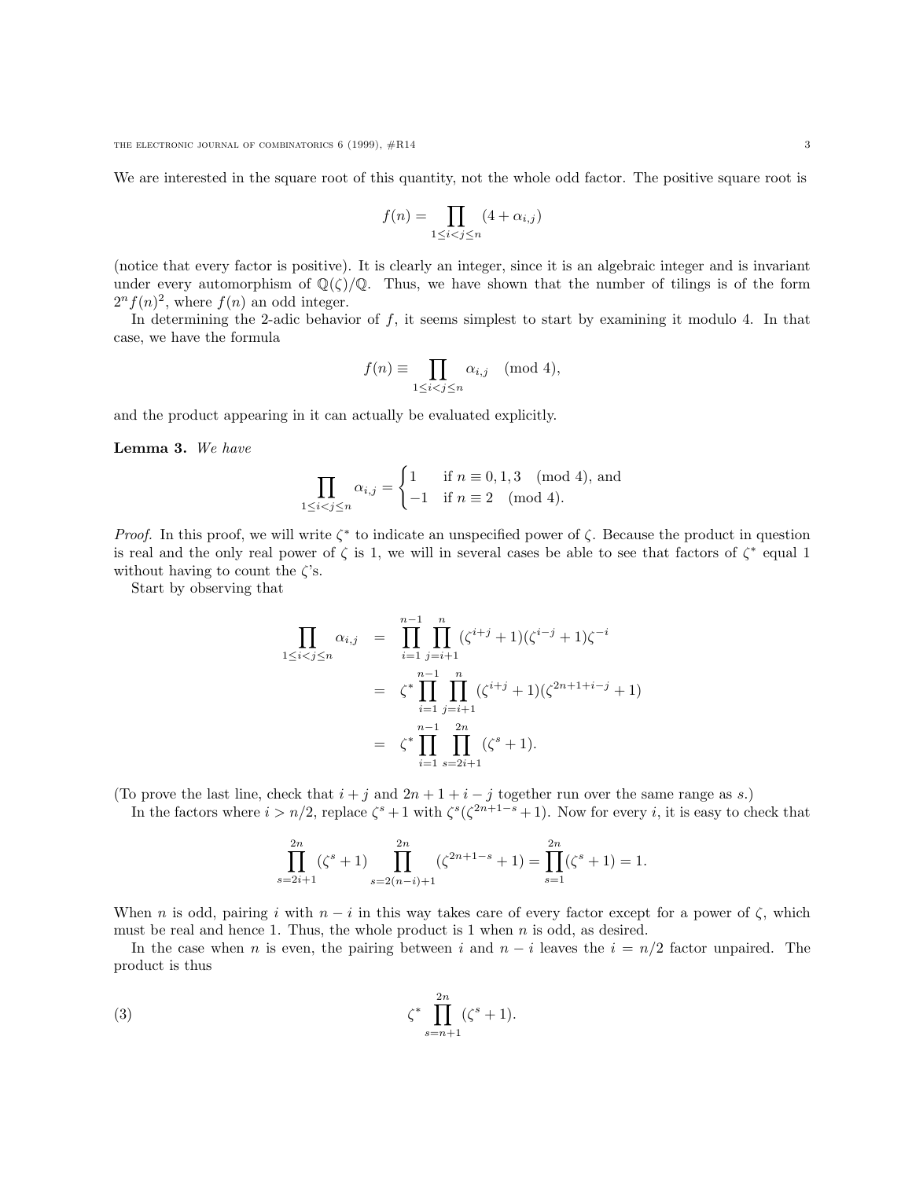We are interested in the square root of this quantity, not the whole odd factor. The positive square root is

$$f(n) = \prod_{1 \le i < j \le n} (4 + \alpha_{i,j})$$

(notice that every factor is positive). It is clearly an integer, since it is an algebraic integer and is invariant under every automorphism of $\mathbb{Q}(\zeta)/\mathbb{Q}$. Thus, we have shown that the number of tilings is of the form $2^n f(n)^2$, where $f(n)$ an odd integer.

In determining the 2-adic behavior of $f$, it seems simplest to start by examining it modulo 4. In that case, we have the formula

$$f(n) \equiv \prod_{1 \le i < j \le n} \alpha_{i,j} \pmod{4},$$

and the product appearing in it can actually be evaluated explicitly.

**Lemma 3.** *We have*

$$\prod_{1 \le i < j \le n} \alpha_{i,j} = \begin{cases} 1 & \text{if } n \equiv 0, 1, 3 \pmod{4}, \text{ and} \\ -1 & \text{if } n \equiv 2 \pmod{4}. \end{cases}$$

*Proof.* In this proof, we will write $\zeta^*$ to indicate an unspecified power of $\zeta$. Because the product in question is real and the only real power of $\zeta$ is 1, we will in several cases be able to see that factors of $\zeta^*$ equal 1 without having to count the $\zeta$'s.

Start by observing that

$$\begin{aligned}
\prod_{1 \le i < j \le n} \alpha_{i,j} &= \prod_{i=1}^{n-1} \prod_{j=i+1}^{n} (\zeta^{i+j} + 1)(\zeta^{i-j} + 1)\zeta^{-i} \\
&= \zeta^* \prod_{i=1}^{n-1} \prod_{j=i+1}^{n} (\zeta^{i+j} + 1)(\zeta^{2n+1+i-j} + 1) \\
&= \zeta^* \prod_{i=1}^{n-1} \prod_{s=2i+1}^{2n} (\zeta^s + 1).
\end{aligned}$$

(To prove the last line, check that $i + j$ and $2n + 1 + i - j$ together run over the same range as $s$.)

In the factors where $i > n/2$, replace $\zeta^s + 1$ with $\zeta^s(\zeta^{2n+1-s} + 1)$. Now for every $i$, it is easy to check that

$$\prod_{s=2i+1}^{2n} (\zeta^s + 1) \prod_{s=2(n-i)+1}^{2n} (\zeta^{2n+1-s} + 1) = \prod_{s=1}^{2n} (\zeta^s + 1) = 1.$$

When $n$ is odd, pairing $i$ with $n - i$ in this way takes care of every factor except for a power of $\zeta$, which must be real and hence 1. Thus, the whole product is 1 when $n$ is odd, as desired.

In the case when $n$ is even, the pairing between $i$ and $n - i$ leaves the $i = n/2$ factor unpaired. The product is thus

$$\zeta^* \prod_{s=n+1}^{2n} (\zeta^s + 1). \tag{3}$$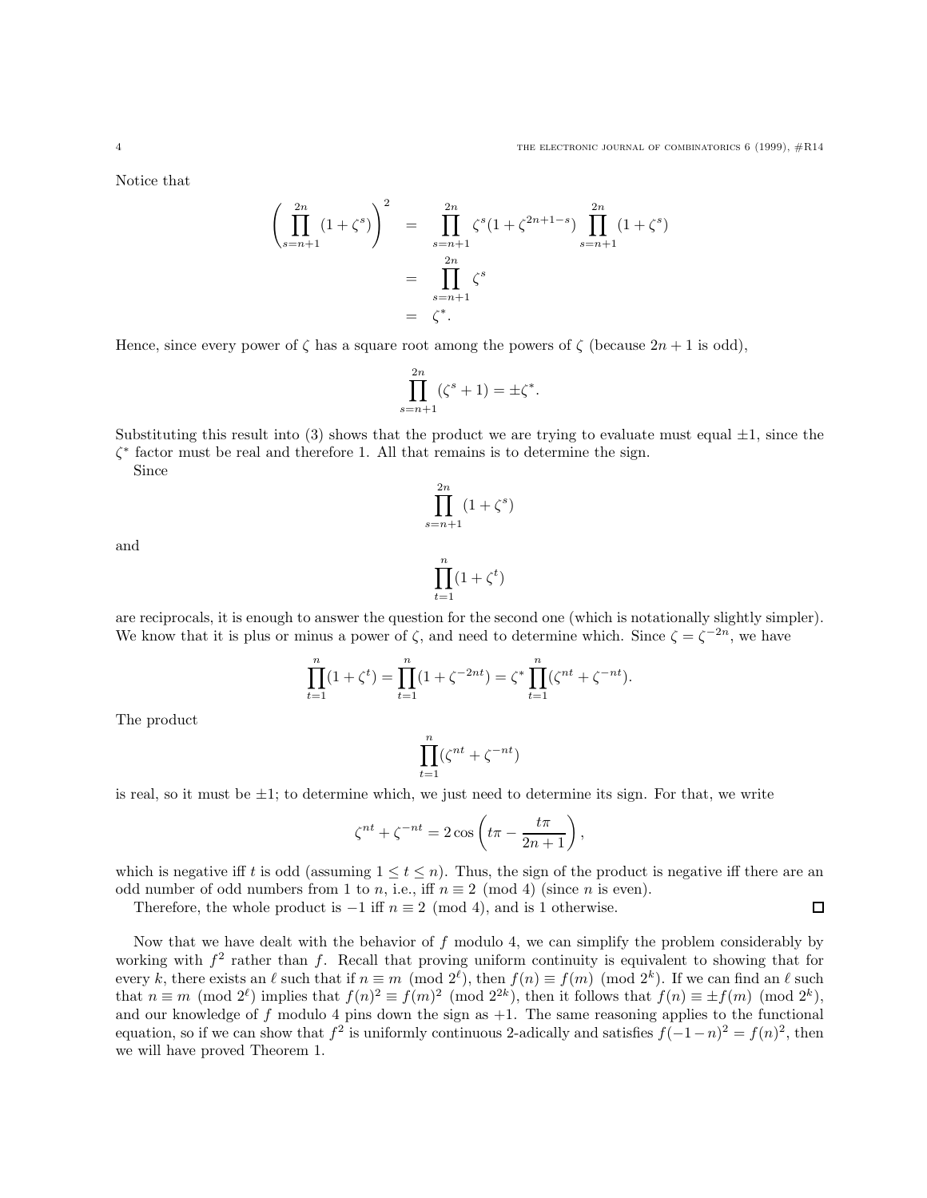Notice that

$$\begin{aligned}
\left(\prod_{s=n+1}^{2n}(1+\zeta^s)\right)^2 &= \prod_{s=n+1}^{2n}\zeta^s(1+\zeta^{2n+1-s})\prod_{s=n+1}^{2n}(1+\zeta^s) \\
&= \prod_{s=n+1}^{2n}\zeta^s \\
&= \zeta^*.
\end{aligned}$$

Hence, since every power of $\zeta$ has a square root among the powers of $\zeta$ (because $2n+1$ is odd),

$$\prod_{s=n+1}^{2n}(\zeta^s+1) = \pm\zeta^*.$$

Substituting this result into (3) shows that the product we are trying to evaluate must equal $\pm 1$, since the $\zeta^*$ factor must be real and therefore 1. All that remains is to determine the sign.

Since

$$\prod_{s=n+1}^{2n}(1+\zeta^s)$$

and

$$\prod_{t=1}^{n}(1+\zeta^t)$$

are reciprocals, it is enough to answer the question for the second one (which is notationally slightly simpler). We know that it is plus or minus a power of $\zeta$, and need to determine which. Since $\zeta = \zeta^{-2n}$, we have

$$\prod_{t=1}^{n}(1+\zeta^t) = \prod_{t=1}^{n}(1+\zeta^{-2nt}) = \zeta^*\prod_{t=1}^{n}(\zeta^{nt}+\zeta^{-nt}).$$

The product

$$\prod_{t=1}^{n}(\zeta^{nt}+\zeta^{-nt})$$

is real, so it must be $\pm 1$; to determine which, we just need to determine its sign. For that, we write

$$\zeta^{nt}+\zeta^{-nt} = 2\cos\left(t\pi - \frac{t\pi}{2n+1}\right),$$

which is negative iff $t$ is odd (assuming $1 \le t \le n$). Thus, the sign of the product is negative iff there are an odd number of odd numbers from 1 to $n$, i.e., iff $n \equiv 2 \pmod 4$ (since $n$ is even).

Therefore, the whole product is $-1$ iff $n \equiv 2 \pmod 4$, and is 1 otherwise. □

Now that we have dealt with the behavior of $f$ modulo 4, we can simplify the problem considerably by working with $f^2$ rather than $f$. Recall that proving uniform continuity is equivalent to showing that for every $k$, there exists an $\ell$ such that if $n \equiv m \pmod{2^\ell}$, then $f(n) \equiv f(m) \pmod{2^k}$. If we can find an $\ell$ such that $n \equiv m \pmod{2^\ell}$ implies that $f(n)^2 \equiv f(m)^2 \pmod{2^{2k}}$, then it follows that $f(n) \equiv \pm f(m) \pmod{2^k}$, and our knowledge of $f$ modulo 4 pins down the sign as $+1$. The same reasoning applies to the functional equation, so if we can show that $f^2$ is uniformly continuous 2-adically and satisfies $f(-1-n)^2 = f(n)^2$, then we will have proved Theorem 1.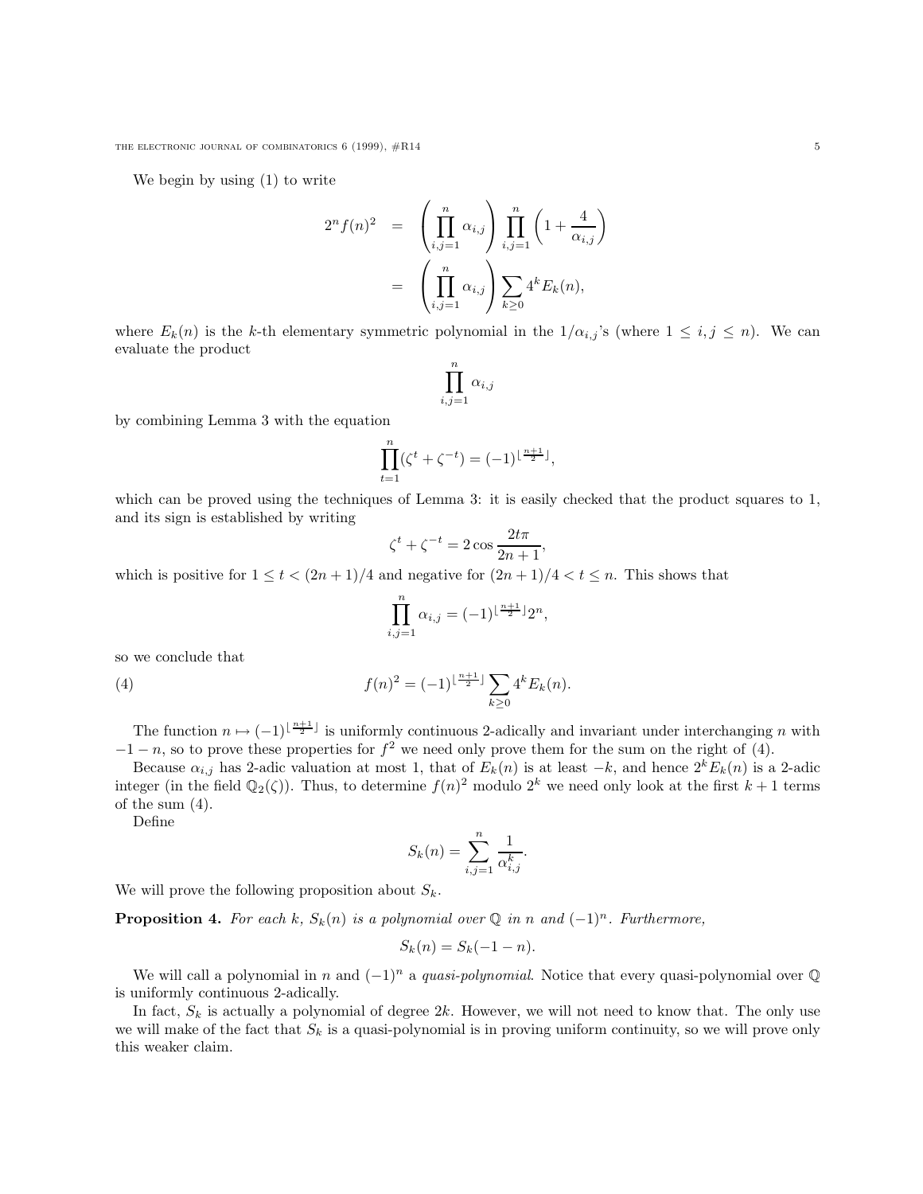We begin by using (1) to write

$$
\begin{aligned}
2^n f(n)^2 &= \left(\prod_{i,j=1}^{n} \alpha_{i,j}\right) \prod_{i,j=1}^{n} \left(1 + \frac{4}{\alpha_{i,j}}\right) \\
&= \left(\prod_{i,j=1}^{n} \alpha_{i,j}\right) \sum_{k \geq 0} 4^k E_k(n),
\end{aligned}
$$

where $E_k(n)$ is the $k$-th elementary symmetric polynomial in the $1/\alpha_{i,j}$'s (where $1 \leq i, j \leq n$). We can evaluate the product

$$
\prod_{i,j=1}^{n} \alpha_{i,j}
$$

by combining Lemma 3 with the equation

$$
\prod_{t=1}^{n} (\zeta^t + \zeta^{-t}) = (-1)^{\lfloor \frac{n+1}{2} \rfloor},
$$

which can be proved using the techniques of Lemma 3: it is easily checked that the product squares to 1, and its sign is established by writing

$$
\zeta^t + \zeta^{-t} = 2 \cos \frac{2t\pi}{2n+1},
$$

which is positive for $1 \leq t < (2n+1)/4$ and negative for $(2n+1)/4 < t \leq n$. This shows that

$$
\prod_{i,j=1}^{n} \alpha_{i,j} = (-1)^{\lfloor \frac{n+1}{2} \rfloor} 2^n,
$$

so we conclude that

$$
f(n)^2 = (-1)^{\lfloor \frac{n+1}{2} \rfloor} \sum_{k \geq 0} 4^k E_k(n). \tag{4}
$$

The function $n \mapsto (-1)^{\lfloor \frac{n+1}{2} \rfloor}$ is uniformly continuous 2-adically and invariant under interchanging $n$ with $-1 - n$, so to prove these properties for $f^2$ we need only prove them for the sum on the right of (4).

Because $\alpha_{i,j}$ has 2-adic valuation at most 1, that of $E_k(n)$ is at least $-k$, and hence $2^k E_k(n)$ is a 2-adic integer (in the field $\mathbb{Q}_2(\zeta)$). Thus, to determine $f(n)^2$ modulo $2^k$ we need only look at the first $k+1$ terms of the sum (4).

Define

$$
S_k(n) = \sum_{i,j=1}^{n} \frac{1}{\alpha_{i,j}^k}.
$$

We will prove the following proposition about $S_k$.

**Proposition 4.** *For each $k$, $S_k(n)$ is a polynomial over $\mathbb{Q}$ in $n$ and $(-1)^n$. Furthermore,*

$$
S_k(n) = S_k(-1-n).
$$

We will call a polynomial in $n$ and $(-1)^n$ a *quasi-polynomial*. Notice that every quasi-polynomial over $\mathbb{Q}$ is uniformly continuous 2-adically.

In fact, $S_k$ is actually a polynomial of degree $2k$. However, we will not need to know that. The only use we will make of the fact that $S_k$ is a quasi-polynomial is in proving uniform continuity, so we will prove only this weaker claim.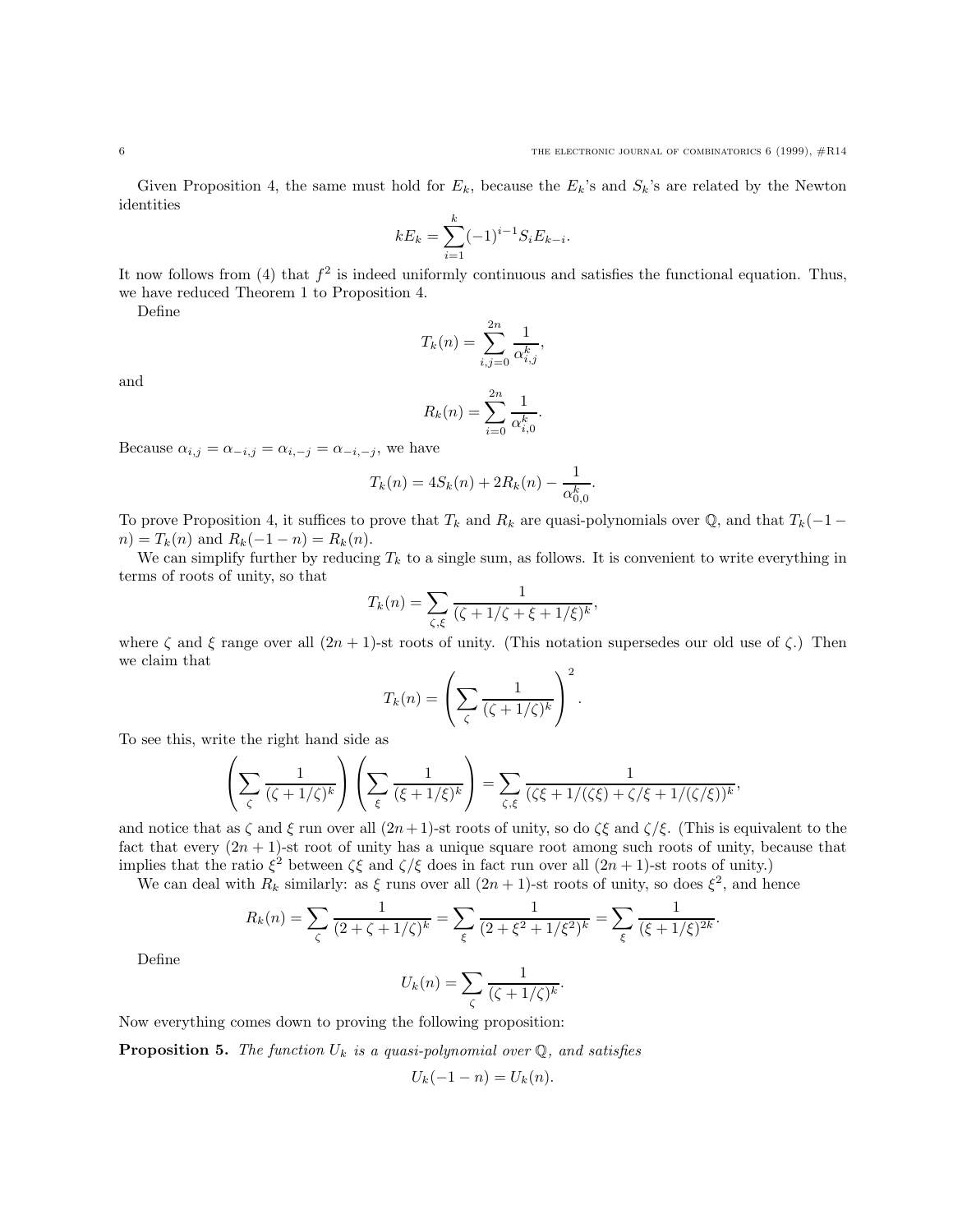Given Proposition 4, the same must hold for $E_k$, because the $E_k$'s and $S_k$'s are related by the Newton identities

$$kE_k = \sum_{i=1}^{k} (-1)^{i-1} S_i E_{k-i}.$$

It now follows from (4) that $f^2$ is indeed uniformly continuous and satisfies the functional equation. Thus, we have reduced Theorem 1 to Proposition 4.

Define

$$T_k(n) = \sum_{i,j=0}^{2n} \frac{1}{\alpha_{i,j}^k},$$

and

$$R_k(n) = \sum_{i=0}^{2n} \frac{1}{\alpha_{i,0}^k}.$$

Because $\alpha_{i,j} = \alpha_{-i,j} = \alpha_{i,-j} = \alpha_{-i,-j}$, we have

$$T_k(n) = 4S_k(n) + 2R_k(n) - \frac{1}{\alpha_{0,0}^k}.$$

To prove Proposition 4, it suffices to prove that $T_k$ and $R_k$ are quasi-polynomials over $\mathbb{Q}$, and that $T_k(-1-n) = T_k(n)$ and $R_k(-1-n) = R_k(n)$.

We can simplify further by reducing $T_k$ to a single sum, as follows. It is convenient to write everything in terms of roots of unity, so that

$$T_k(n) = \sum_{\zeta,\xi} \frac{1}{(\zeta + 1/\zeta + \xi + 1/\xi)^k},$$

where $\zeta$ and $\xi$ range over all $(2n+1)$-st roots of unity. (This notation supersedes our old use of $\zeta$.) Then we claim that

$$T_k(n) = \left( \sum_{\zeta} \frac{1}{(\zeta + 1/\zeta)^k} \right)^2.$$

To see this, write the right hand side as

$$\left( \sum_{\zeta} \frac{1}{(\zeta + 1/\zeta)^k} \right) \left( \sum_{\xi} \frac{1}{(\xi + 1/\xi)^k} \right) = \sum_{\zeta,\xi} \frac{1}{(\zeta\xi + 1/(\zeta\xi) + \zeta/\xi + 1/(\zeta/\xi))^k},$$

and notice that as $\zeta$ and $\xi$ run over all $(2n+1)$-st roots of unity, so do $\zeta\xi$ and $\zeta/\xi$. (This is equivalent to the fact that every $(2n+1)$-st root of unity has a unique square root among such roots of unity, because that implies that the ratio $\xi^2$ between $\zeta\xi$ and $\zeta/\xi$ does in fact run over all $(2n+1)$-st roots of unity.)

We can deal with $R_k$ similarly: as $\xi$ runs over all $(2n+1)$-st roots of unity, so does $\xi^2$, and hence

$$R_k(n) = \sum_{\zeta} \frac{1}{(2 + \zeta + 1/\zeta)^k} = \sum_{\xi} \frac{1}{(2 + \xi^2 + 1/\xi^2)^k} = \sum_{\xi} \frac{1}{(\xi + 1/\xi)^{2k}}.$$

Define

$$U_k(n) = \sum_{\zeta} \frac{1}{(\zeta + 1/\zeta)^k}.$$

Now everything comes down to proving the following proposition:

**Proposition 5.** *The function $U_k$ is a quasi-polynomial over $\mathbb{Q}$, and satisfies*

$$U_k(-1-n) = U_k(n).$$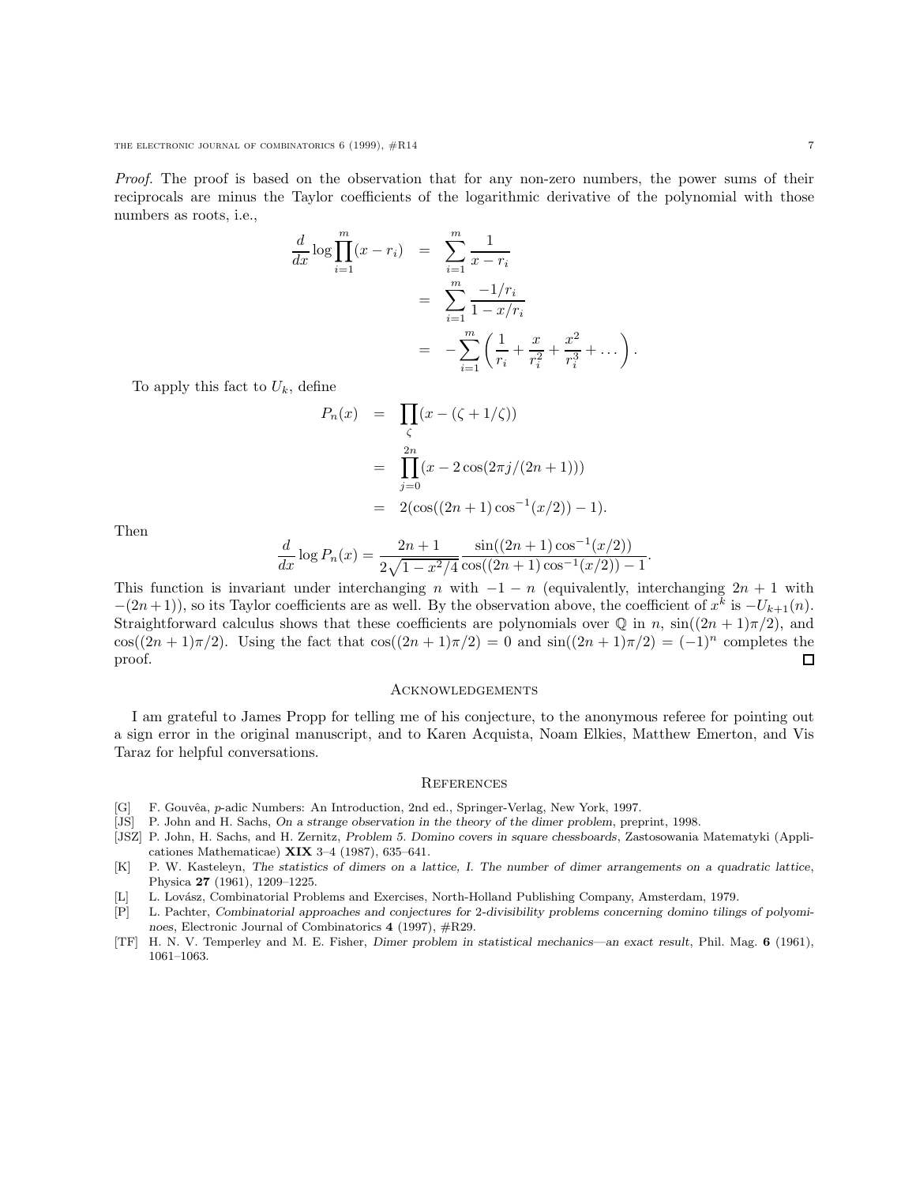*Proof.* The proof is based on the observation that for any non-zero numbers, the power sums of their reciprocals are minus the Taylor coefficients of the logarithmic derivative of the polynomial with those numbers as roots, i.e.,

$$\begin{aligned}
\frac{d}{dx}\log\prod_{i=1}^{m}(x-r_i) &= \sum_{i=1}^{m}\frac{1}{x-r_i} \\
&= \sum_{i=1}^{m}\frac{-1/r_i}{1-x/r_i} \\
&= -\sum_{i=1}^{m}\left(\frac{1}{r_i}+\frac{x}{r_i^2}+\frac{x^2}{r_i^3}+\dots\right).
\end{aligned}$$

To apply this fact to $U_k$, define

$$\begin{aligned}
P_n(x) &= \prod_{\zeta}(x-(\zeta+1/\zeta)) \\
&= \prod_{j=0}^{2n}(x-2\cos(2\pi j/(2n+1))) \\
&= 2(\cos((2n+1)\cos^{-1}(x/2))-1).
\end{aligned}$$

Then

$$\frac{d}{dx}\log P_n(x) = \frac{2n+1}{2\sqrt{1-x^2/4}}\frac{\sin((2n+1)\cos^{-1}(x/2))}{\cos((2n+1)\cos^{-1}(x/2))-1}.$$

This function is invariant under interchanging $n$ with $-1-n$ (equivalently, interchanging $2n+1$ with $-(2n+1)$), so its Taylor coefficients are as well. By the observation above, the coefficient of $x^k$ is $-U_{k+1}(n)$. Straightforward calculus shows that these coefficients are polynomials over $\mathbb{Q}$ in $n$, $\sin((2n+1)\pi/2)$, and $\cos((2n+1)\pi/2)$. Using the fact that $\cos((2n+1)\pi/2)=0$ and $\sin((2n+1)\pi/2)=(-1)^n$ completes the proof. □

## Acknowledgements

I am grateful to James Propp for telling me of his conjecture, to the anonymous referee for pointing out a sign error in the original manuscript, and to Karen Acquista, Noam Elkies, Matthew Emerton, and Vis Taraz for helpful conversations.

## References

[G] F. Gouvêa, *p*-adic Numbers: An Introduction, 2nd ed., Springer-Verlag, New York, 1997.

[JS] P. John and H. Sachs, *On a strange observation in the theory of the dimer problem*, preprint, 1998.

[JSZ] P. John, H. Sachs, and H. Zernitz, *Problem 5. Domino covers in square chessboards*, Zastosowania Matematyki (Applicationes Mathematicae) **XIX** 3–4 (1987), 635–641.

[K] P. W. Kasteleyn, *The statistics of dimers on a lattice, I. The number of dimer arrangements on a quadratic lattice*, Physica **27** (1961), 1209–1225.

[L] L. Lovász, Combinatorial Problems and Exercises, North-Holland Publishing Company, Amsterdam, 1979.

[P] L. Pachter, *Combinatorial approaches and conjectures for 2-divisibility problems concerning domino tilings of polyominoes*, Electronic Journal of Combinatorics **4** (1997), #R29.

[TF] H. N. V. Temperley and M. E. Fisher, *Dimer problem in statistical mechanics—an exact result*, Phil. Mag. **6** (1961), 1061–1063.